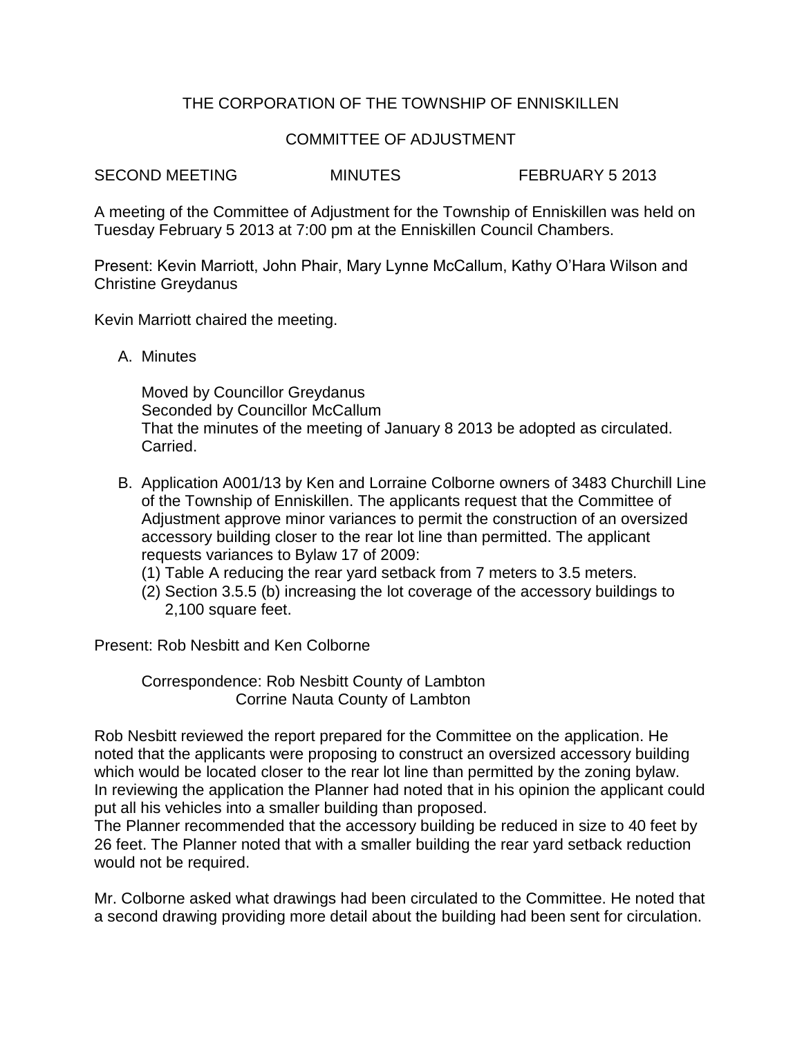# THE CORPORATION OF THE TOWNSHIP OF ENNISKILLEN

## COMMITTEE OF ADJUSTMENT

SECOND MEETING MINUTES FEBRUARY 5 2013

A meeting of the Committee of Adjustment for the Township of Enniskillen was held on Tuesday February 5 2013 at 7:00 pm at the Enniskillen Council Chambers.

Present: Kevin Marriott, John Phair, Mary Lynne McCallum, Kathy O'Hara Wilson and Christine Greydanus

Kevin Marriott chaired the meeting.

A. Minutes

   Moved by Councillor Greydanus
   Seconded by Councillor McCallum
   That the minutes of the meeting of January 8 2013 be adopted as circulated.
   Carried.

B. Application A001/13 by Ken and Lorraine Colborne owners of 3483 Churchill Line of the Township of Enniskillen. The applicants request that the Committee of Adjustment approve minor variances to permit the construction of an oversized accessory building closer to the rear lot line than permitted. The applicant requests variances to Bylaw 17 of 2009:
   (1) Table A reducing the rear yard setback from 7 meters to 3.5 meters.
   (2) Section 3.5.5 (b) increasing the lot coverage of the accessory buildings to 2,100 square feet.

Present: Rob Nesbitt and Ken Colborne

   Correspondence: Rob Nesbitt County of Lambton
   Corrine Nauta County of Lambton

Rob Nesbitt reviewed the report prepared for the Committee on the application. He noted that the applicants were proposing to construct an oversized accessory building which would be located closer to the rear lot line than permitted by the zoning bylaw. In reviewing the application the Planner had noted that in his opinion the applicant could put all his vehicles into a smaller building than proposed.
The Planner recommended that the accessory building be reduced in size to 40 feet by 26 feet. The Planner noted that with a smaller building the rear yard setback reduction would not be required.

Mr. Colborne asked what drawings had been circulated to the Committee. He noted that a second drawing providing more detail about the building had been sent for circulation.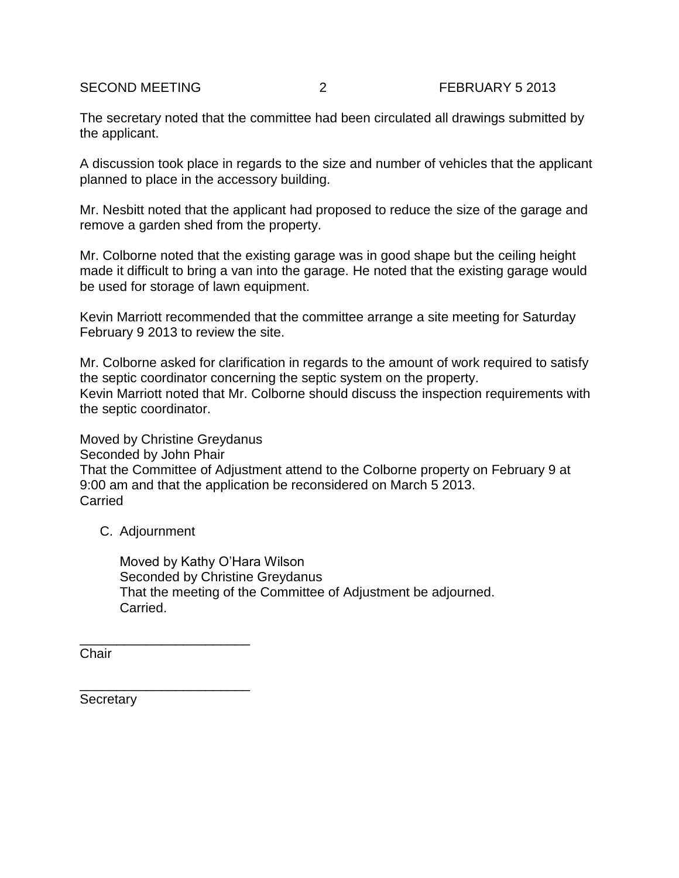The secretary noted that the committee had been circulated all drawings submitted by the applicant.

A discussion took place in regards to the size and number of vehicles that the applicant planned to place in the accessory building.

Mr. Nesbitt noted that the applicant had proposed to reduce the size of the garage and remove a garden shed from the property.

Mr. Colborne noted that the existing garage was in good shape but the ceiling height made it difficult to bring a van into the garage. He noted that the existing garage would be used for storage of lawn equipment.

Kevin Marriott recommended that the committee arrange a site meeting for Saturday February 9 2013 to review the site.

Mr. Colborne asked for clarification in regards to the amount of work required to satisfy the septic coordinator concerning the septic system on the property.
Kevin Marriott noted that Mr. Colborne should discuss the inspection requirements with the septic coordinator.

Moved by Christine Greydanus
Seconded by John Phair
That the Committee of Adjustment attend to the Colborne property on February 9 at 9:00 am and that the application be reconsidered on March 5 2013.
Carried

C. Adjournment

Moved by Kathy O'Hara Wilson
Seconded by Christine Greydanus
That the meeting of the Committee of Adjustment be adjourned.
Carried.

_______________________
Chair

_______________________
Secretary